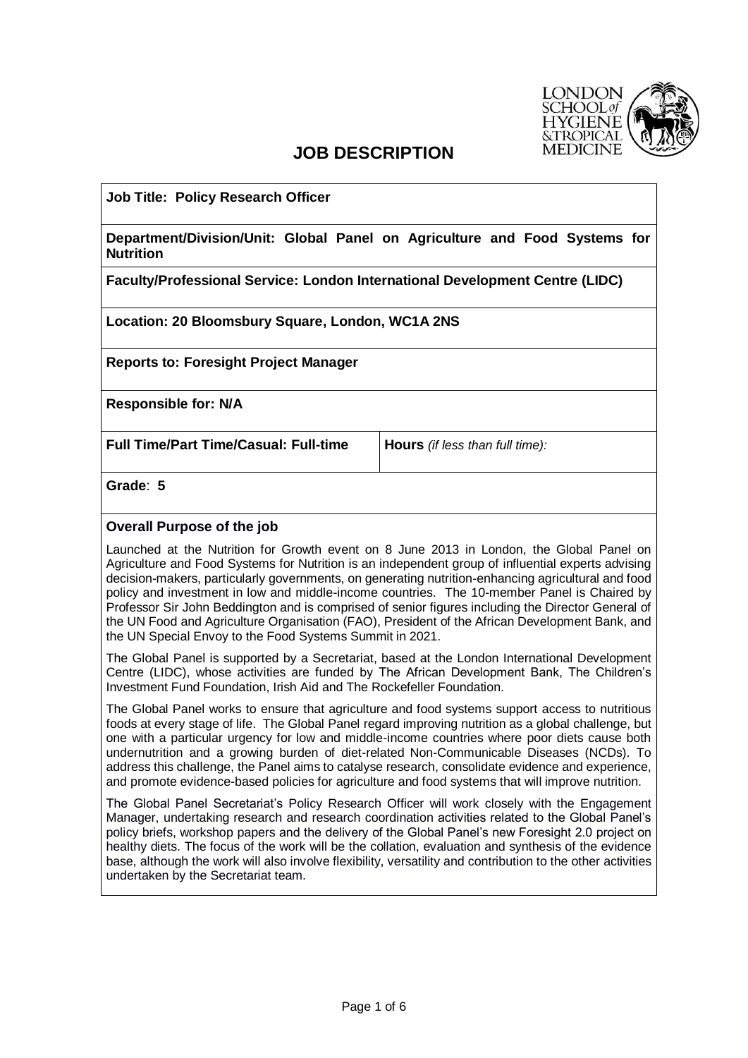# JOB DESCRIPTION

**Job Title: Policy Research Officer**

**Department/Division/Unit: Global Panel on Agriculture and Food Systems for Nutrition**

**Faculty/Professional Service: London International Development Centre (LIDC)**

**Location: 20 Bloomsbury Square, London, WC1A 2NS**

**Reports to: Foresight Project Manager**

**Responsible for: N/A**

| **Full Time/Part Time/Casual: Full-time** | **Hours** *(if less than full time):* |
| --- | --- |

**Grade**: **5**

## Overall Purpose of the job

Launched at the Nutrition for Growth event on 8 June 2013 in London, the Global Panel on Agriculture and Food Systems for Nutrition is an independent group of influential experts advising decision-makers, particularly governments, on generating nutrition-enhancing agricultural and food policy and investment in low and middle-income countries. The 10-member Panel is Chaired by Professor Sir John Beddington and is comprised of senior figures including the Director General of the UN Food and Agriculture Organisation (FAO), President of the African Development Bank, and the UN Special Envoy to the Food Systems Summit in 2021.

The Global Panel is supported by a Secretariat, based at the London International Development Centre (LIDC), whose activities are funded by The African Development Bank, The Children's Investment Fund Foundation, Irish Aid and The Rockefeller Foundation.

The Global Panel works to ensure that agriculture and food systems support access to nutritious foods at every stage of life. The Global Panel regard improving nutrition as a global challenge, but one with a particular urgency for low and middle-income countries where poor diets cause both undernutrition and a growing burden of diet-related Non-Communicable Diseases (NCDs). To address this challenge, the Panel aims to catalyse research, consolidate evidence and experience, and promote evidence-based policies for agriculture and food systems that will improve nutrition.

The Global Panel Secretariat's Policy Research Officer will work closely with the Engagement Manager, undertaking research and research coordination activities related to the Global Panel's policy briefs, workshop papers and the delivery of the Global Panel's new Foresight 2.0 project on healthy diets. The focus of the work will be the collation, evaluation and synthesis of the evidence base, although the work will also involve flexibility, versatility and contribution to the other activities undertaken by the Secretariat team.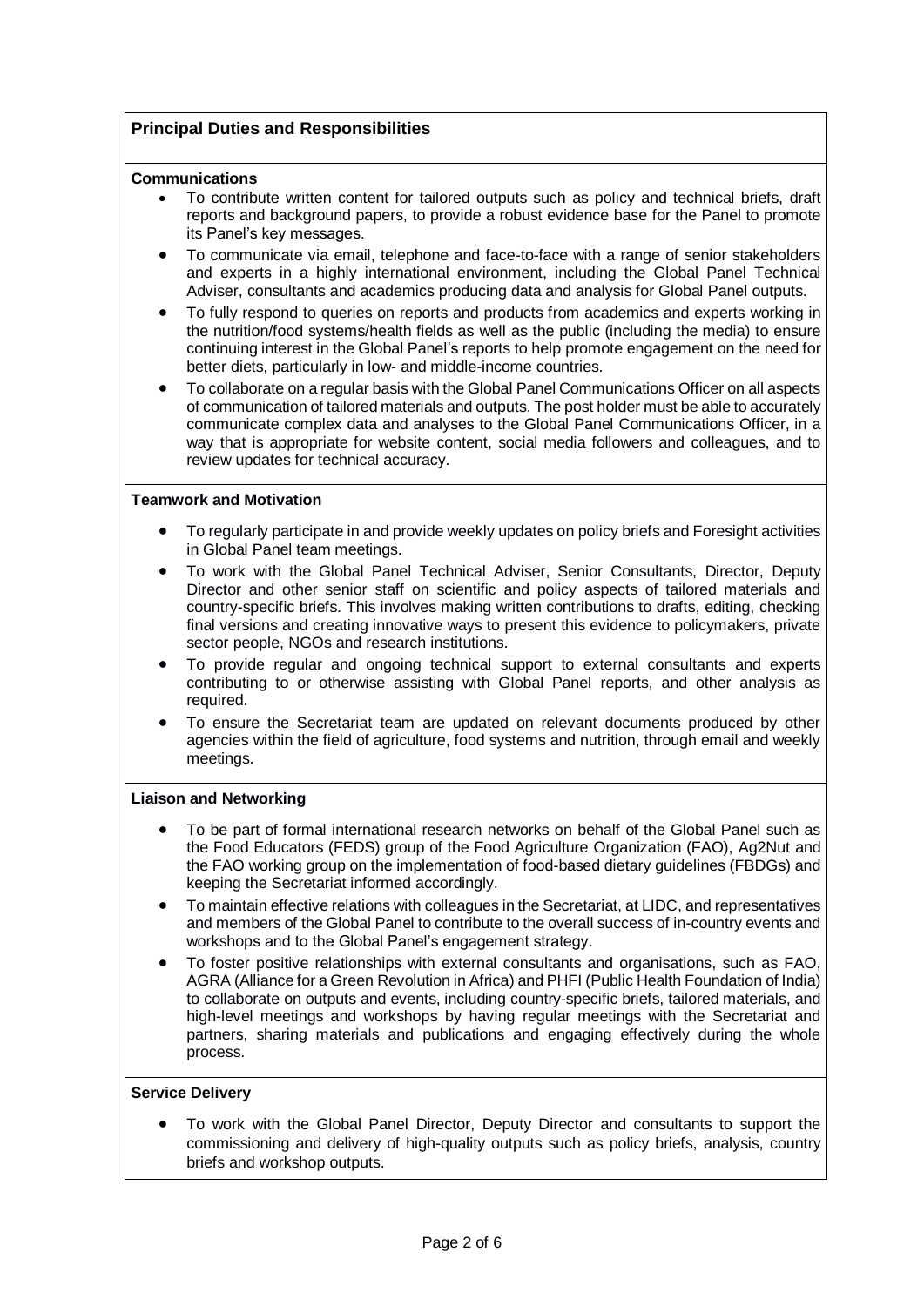## Principal Duties and Responsibilities

### Communications

- To contribute written content for tailored outputs such as policy and technical briefs, draft reports and background papers, to provide a robust evidence base for the Panel to promote its Panel's key messages.
- To communicate via email, telephone and face-to-face with a range of senior stakeholders and experts in a highly international environment, including the Global Panel Technical Adviser, consultants and academics producing data and analysis for Global Panel outputs.
- To fully respond to queries on reports and products from academics and experts working in the nutrition/food systems/health fields as well as the public (including the media) to ensure continuing interest in the Global Panel's reports to help promote engagement on the need for better diets, particularly in low- and middle-income countries.
- To collaborate on a regular basis with the Global Panel Communications Officer on all aspects of communication of tailored materials and outputs. The post holder must be able to accurately communicate complex data and analyses to the Global Panel Communications Officer, in a way that is appropriate for website content, social media followers and colleagues, and to review updates for technical accuracy.

### Teamwork and Motivation

- To regularly participate in and provide weekly updates on policy briefs and Foresight activities in Global Panel team meetings.
- To work with the Global Panel Technical Adviser, Senior Consultants, Director, Deputy Director and other senior staff on scientific and policy aspects of tailored materials and country-specific briefs. This involves making written contributions to drafts, editing, checking final versions and creating innovative ways to present this evidence to policymakers, private sector people, NGOs and research institutions.
- To provide regular and ongoing technical support to external consultants and experts contributing to or otherwise assisting with Global Panel reports, and other analysis as required.
- To ensure the Secretariat team are updated on relevant documents produced by other agencies within the field of agriculture, food systems and nutrition, through email and weekly meetings.

### Liaison and Networking

- To be part of formal international research networks on behalf of the Global Panel such as the Food Educators (FEDS) group of the Food Agriculture Organization (FAO), Ag2Nut and the FAO working group on the implementation of food-based dietary guidelines (FBDGs) and keeping the Secretariat informed accordingly.
- To maintain effective relations with colleagues in the Secretariat, at LIDC, and representatives and members of the Global Panel to contribute to the overall success of in-country events and workshops and to the Global Panel's engagement strategy.
- To foster positive relationships with external consultants and organisations, such as FAO, AGRA (Alliance for a Green Revolution in Africa) and PHFI (Public Health Foundation of India) to collaborate on outputs and events, including country-specific briefs, tailored materials, and high-level meetings and workshops by having regular meetings with the Secretariat and partners, sharing materials and publications and engaging effectively during the whole process.

### Service Delivery

- To work with the Global Panel Director, Deputy Director and consultants to support the commissioning and delivery of high-quality outputs such as policy briefs, analysis, country briefs and workshop outputs.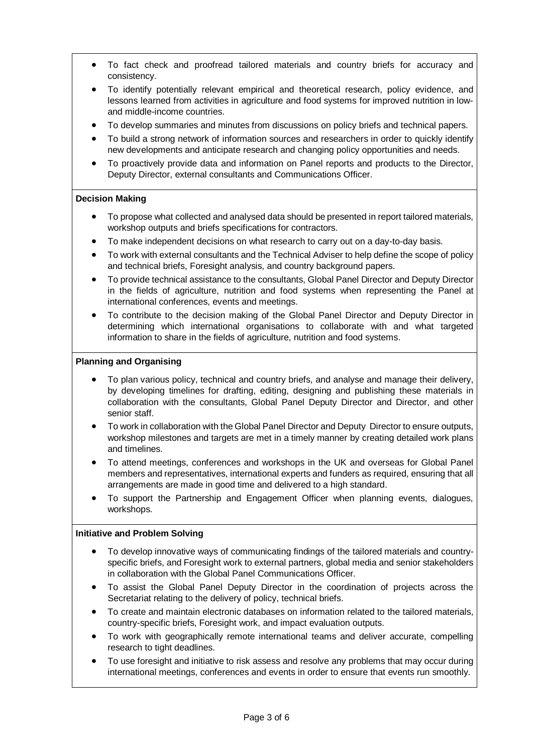- To fact check and proofread tailored materials and country briefs for accuracy and consistency.
- To identify potentially relevant empirical and theoretical research, policy evidence, and lessons learned from activities in agriculture and food systems for improved nutrition in low- and middle-income countries.
- To develop summaries and minutes from discussions on policy briefs and technical papers.
- To build a strong network of information sources and researchers in order to quickly identify new developments and anticipate research and changing policy opportunities and needs.
- To proactively provide data and information on Panel reports and products to the Director, Deputy Director, external consultants and Communications Officer.

**Decision Making**

- To propose what collected and analysed data should be presented in report tailored materials, workshop outputs and briefs specifications for contractors.
- To make independent decisions on what research to carry out on a day-to-day basis.
- To work with external consultants and the Technical Adviser to help define the scope of policy and technical briefs, Foresight analysis, and country background papers.
- To provide technical assistance to the consultants, Global Panel Director and Deputy Director in the fields of agriculture, nutrition and food systems when representing the Panel at international conferences, events and meetings.
- To contribute to the decision making of the Global Panel Director and Deputy Director in determining which international organisations to collaborate with and what targeted information to share in the fields of agriculture, nutrition and food systems.

**Planning and Organising**

- To plan various policy, technical and country briefs, and analyse and manage their delivery, by developing timelines for drafting, editing, designing and publishing these materials in collaboration with the consultants, Global Panel Deputy Director and Director, and other senior staff.
- To work in collaboration with the Global Panel Director and Deputy Director to ensure outputs, workshop milestones and targets are met in a timely manner by creating detailed work plans and timelines.
- To attend meetings, conferences and workshops in the UK and overseas for Global Panel members and representatives, international experts and funders as required, ensuring that all arrangements are made in good time and delivered to a high standard.
- To support the Partnership and Engagement Officer when planning events, dialogues, workshops.

**Initiative and Problem Solving**

- To develop innovative ways of communicating findings of the tailored materials and country-specific briefs, and Foresight work to external partners, global media and senior stakeholders in collaboration with the Global Panel Communications Officer.
- To assist the Global Panel Deputy Director in the coordination of projects across the Secretariat relating to the delivery of policy, technical briefs.
- To create and maintain electronic databases on information related to the tailored materials, country-specific briefs, Foresight work, and impact evaluation outputs.
- To work with geographically remote international teams and deliver accurate, compelling research to tight deadlines.
- To use foresight and initiative to risk assess and resolve any problems that may occur during international meetings, conferences and events in order to ensure that events run smoothly.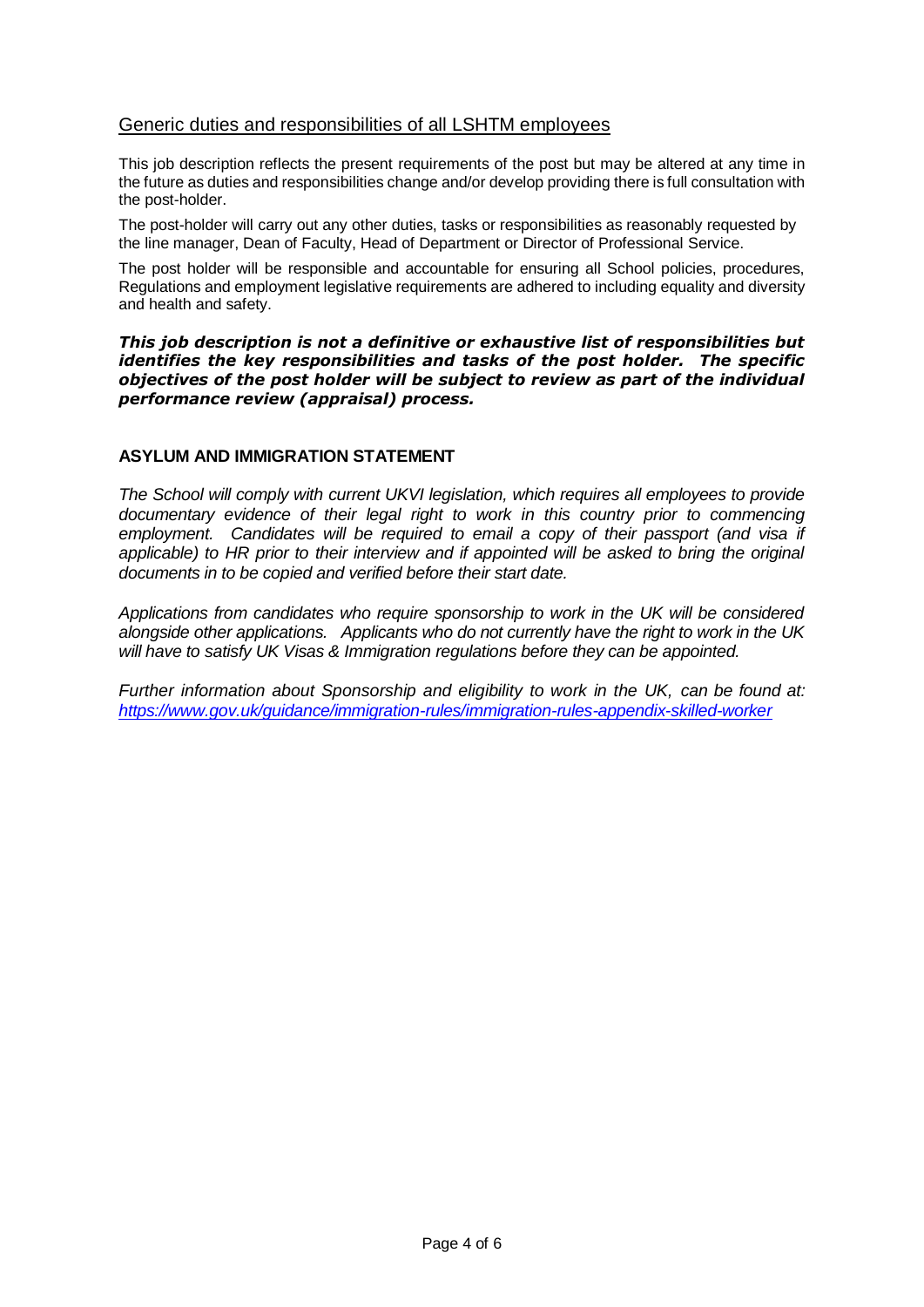## Generic duties and responsibilities of all LSHTM employees

This job description reflects the present requirements of the post but may be altered at any time in the future as duties and responsibilities change and/or develop providing there is full consultation with the post-holder.

The post-holder will carry out any other duties, tasks or responsibilities as reasonably requested by the line manager, Dean of Faculty, Head of Department or Director of Professional Service.

The post holder will be responsible and accountable for ensuring all School policies, procedures, Regulations and employment legislative requirements are adhered to including equality and diversity and health and safety.

***This job description is not a definitive or exhaustive list of responsibilities but identifies the key responsibilities and tasks of the post holder. The specific objectives of the post holder will be subject to review as part of the individual performance review (appraisal) process.***

### ASYLUM AND IMMIGRATION STATEMENT

*The School will comply with current UKVI legislation, which requires all employees to provide documentary evidence of their legal right to work in this country prior to commencing employment. Candidates will be required to email a copy of their passport (and visa if applicable) to HR prior to their interview and if appointed will be asked to bring the original documents in to be copied and verified before their start date.*

*Applications from candidates who require sponsorship to work in the UK will be considered alongside other applications. Applicants who do not currently have the right to work in the UK will have to satisfy UK Visas & Immigration regulations before they can be appointed.*

*Further information about Sponsorship and eligibility to work in the UK, can be found at: https://www.gov.uk/guidance/immigration-rules/immigration-rules-appendix-skilled-worker*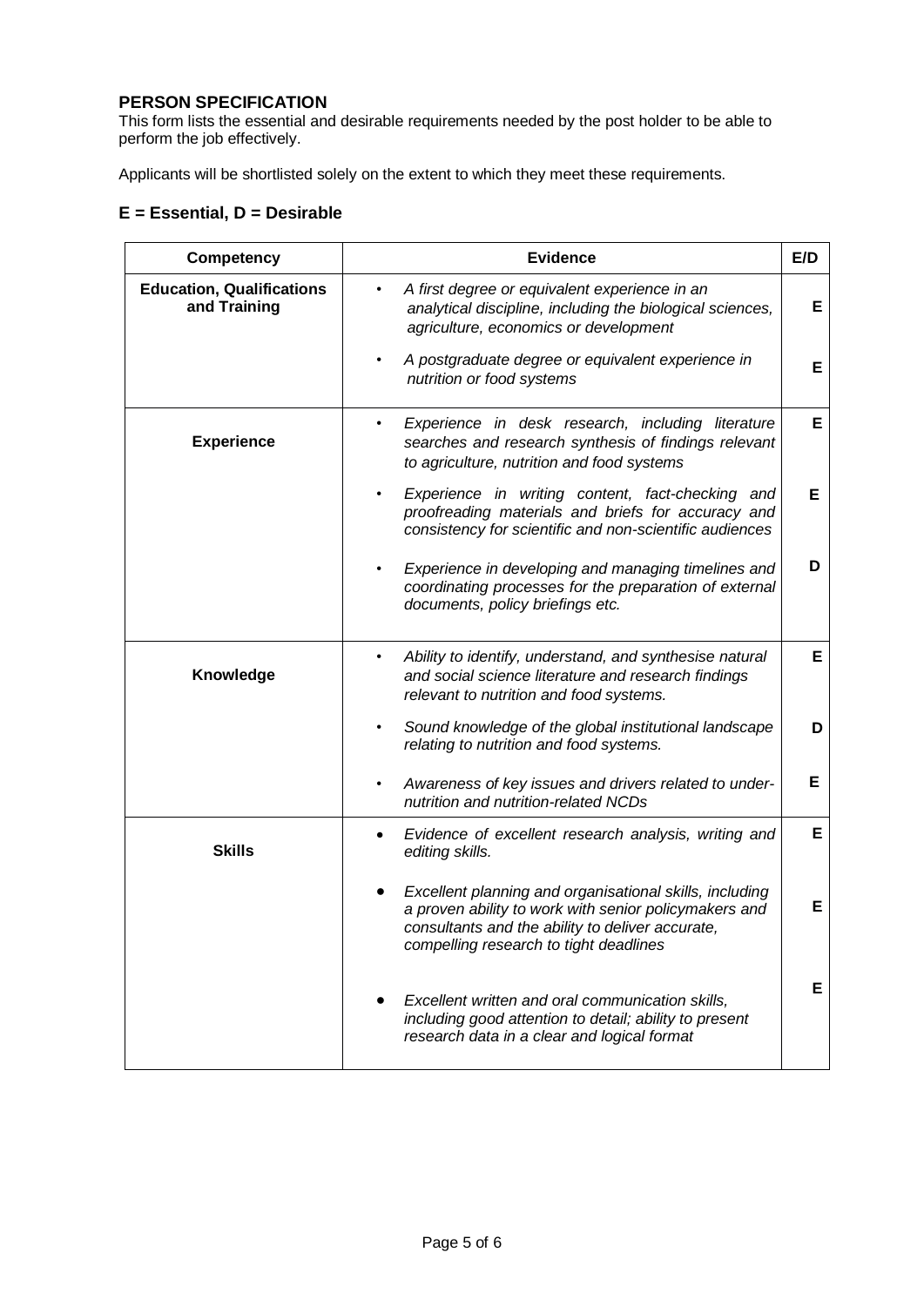## PERSON SPECIFICATION

This form lists the essential and desirable requirements needed by the post holder to be able to perform the job effectively.

Applicants will be shortlisted solely on the extent to which they meet these requirements.

### E = Essential, D = Desirable

| Competency | Evidence | E/D |
|---|---|---|
| **Education, Qualifications and Training** | • *A first degree or equivalent experience in an analytical discipline, including the biological sciences, agriculture, economics or development* | **E** |
| | • *A postgraduate degree or equivalent experience in nutrition or food systems* | **E** |
| **Experience** | • *Experience in desk research, including literature searches and research synthesis of findings relevant to agriculture, nutrition and food systems* | **E** |
| | • *Experience in writing content, fact-checking and proofreading materials and briefs for accuracy and consistency for scientific and non-scientific audiences* | **E** |
| | • *Experience in developing and managing timelines and coordinating processes for the preparation of external documents, policy briefings etc.* | **D** |
| **Knowledge** | • *Ability to identify, understand, and synthesise natural and social science literature and research findings relevant to nutrition and food systems.* | **E** |
| | • *Sound knowledge of the global institutional landscape relating to nutrition and food systems.* | **D** |
| | • *Awareness of key issues and drivers related to under-nutrition and nutrition-related NCDs* | **E** |
| **Skills** | • *Evidence of excellent research analysis, writing and editing skills.* | **E** |
| | • *Excellent planning and organisational skills, including a proven ability to work with senior policymakers and consultants and the ability to deliver accurate, compelling research to tight deadlines* | **E** |
| | • *Excellent written and oral communication skills, including good attention to detail; ability to present research data in a clear and logical format* | **E** |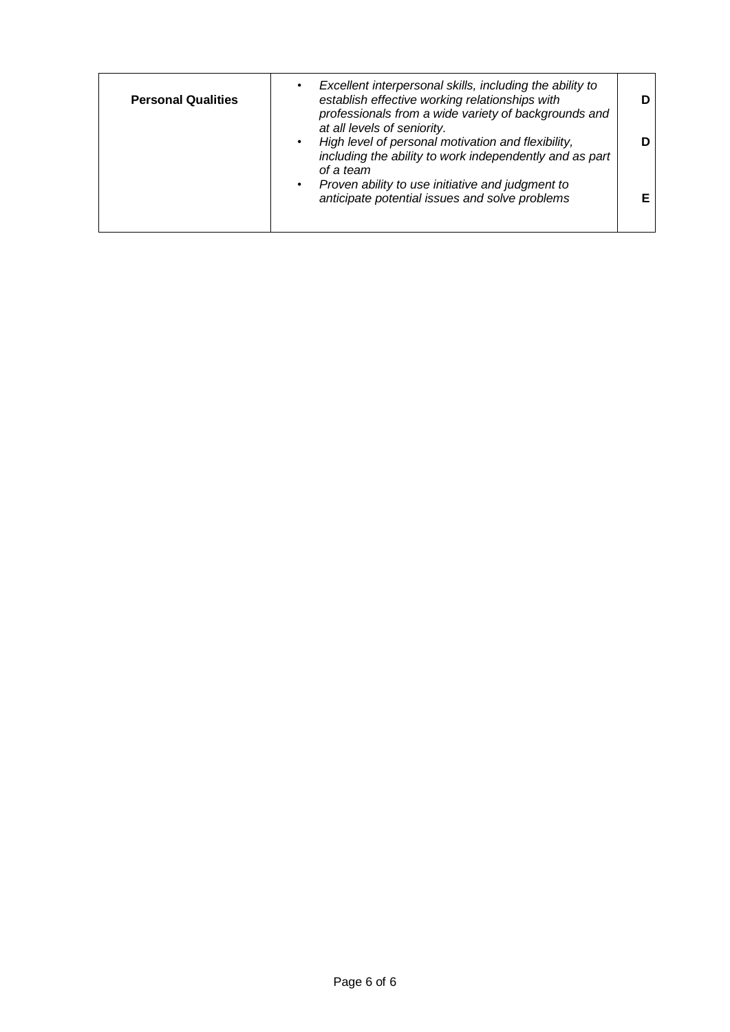| | | |
|---|---|---|
| **Personal Qualities** | • *Excellent interpersonal skills, including the ability to establish effective working relationships with professionals from a wide variety of backgrounds and at all levels of seniority.* | **D** |
| | • *High level of personal motivation and flexibility, including the ability to work independently and as part of a team* | **D** |
| | • *Proven ability to use initiative and judgment to anticipate potential issues and solve problems* | **E** |